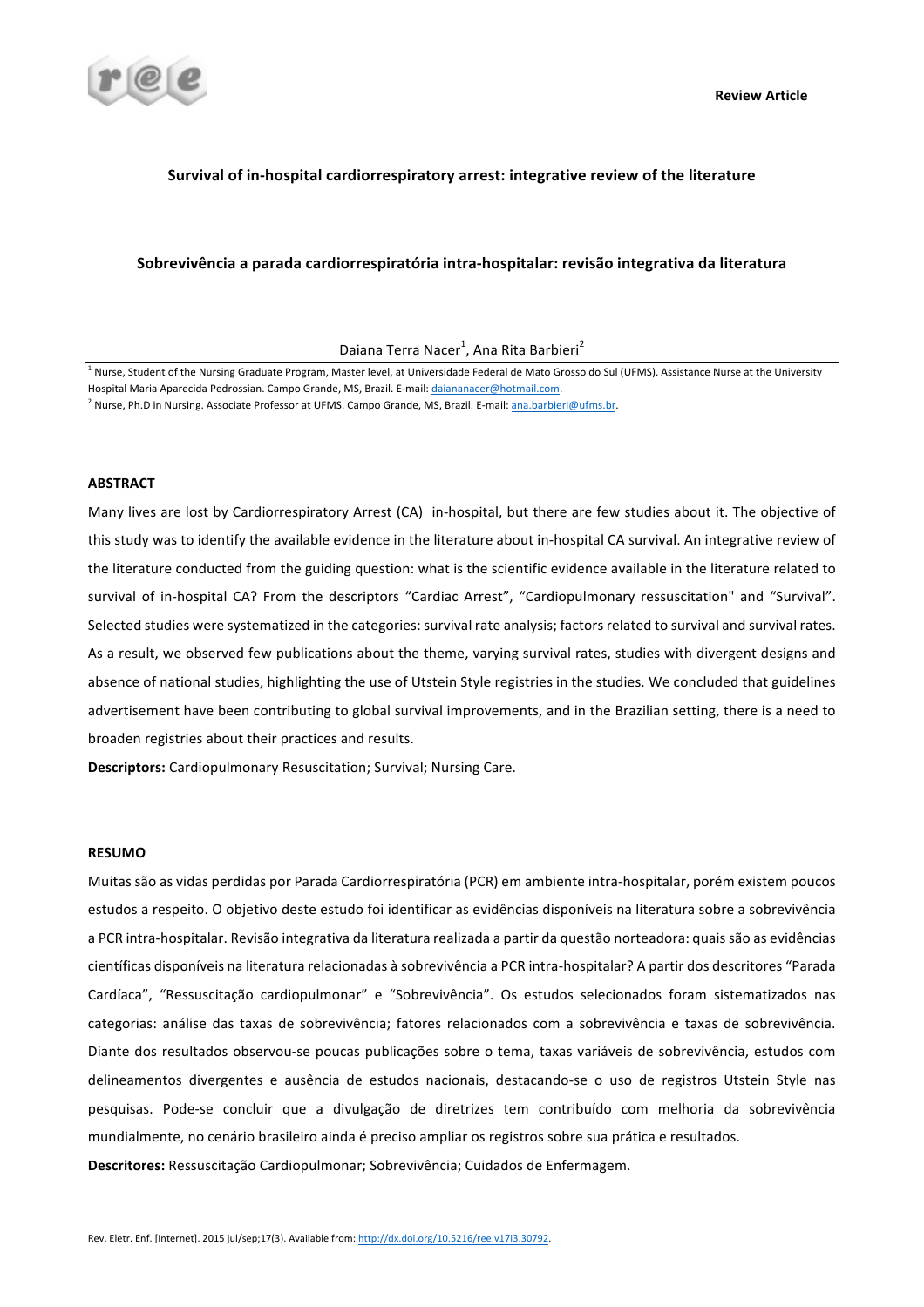Review Article

# Survival of in-hospital cardiorrespiratory arrest: integrative review of the literature

# Sobrevivência a parada cardiorrespiratória intra-hospitalar: revisão integrativa da literatura

Daiana Terra Nacer[1], Ana Rita Barbieri[2]

[1] Nurse, Student of the Nursing Graduate Program, Master level, at Universidade Federal de Mato Grosso do Sul (UFMS). Assistance Nurse at the University Hospital Maria Aparecida Pedrossian. Campo Grande, MS, Brazil. E-mail: daiananacer@hotmail.com.

[2] Nurse, Ph.D in Nursing. Associate Professor at UFMS. Campo Grande, MS, Brazil. E-mail: ana.barbieri@ufms.br.

## ABSTRACT

Many lives are lost by Cardiorrespiratory Arrest (CA) in-hospital, but there are few studies about it. The objective of this study was to identify the available evidence in the literature about in-hospital CA survival. An integrative review of the literature conducted from the guiding question: what is the scientific evidence available in the literature related to survival of in-hospital CA? From the descriptors "Cardiac Arrest", "Cardiopulmonary ressuscitation" and "Survival". Selected studies were systematized in the categories: survival rate analysis; factors related to survival and survival rates. As a result, we observed few publications about the theme, varying survival rates, studies with divergent designs and absence of national studies, highlighting the use of Utstein Style registries in the studies. We concluded that guidelines advertisement have been contributing to global survival improvements, and in the Brazilian setting, there is a need to broaden registries about their practices and results.

**Descriptors:** Cardiopulmonary Resuscitation; Survival; Nursing Care.

## RESUMO

Muitas são as vidas perdidas por Parada Cardiorrespiratória (PCR) em ambiente intra-hospitalar, porém existem poucos estudos a respeito. O objetivo deste estudo foi identificar as evidências disponíveis na literatura sobre a sobrevivência a PCR intra-hospitalar. Revisão integrativa da literatura realizada a partir da questão norteadora: quais são as evidências científicas disponíveis na literatura relacionadas à sobrevivência a PCR intra-hospitalar? A partir dos descritores "Parada Cardíaca", "Ressuscitação cardiopulmonar" e "Sobrevivência". Os estudos selecionados foram sistematizados nas categorias: análise das taxas de sobrevivência; fatores relacionados com a sobrevivência e taxas de sobrevivência. Diante dos resultados observou-se poucas publicações sobre o tema, taxas variáveis de sobrevivência, estudos com delineamentos divergentes e ausência de estudos nacionais, destacando-se o uso de registros Utstein Style nas pesquisas. Pode-se concluir que a divulgação de diretrizes tem contribuído com melhoria da sobrevivência mundialmente, no cenário brasileiro ainda é preciso ampliar os registros sobre sua prática e resultados.

**Descritores:** Ressuscitação Cardiopulmonar; Sobrevivência; Cuidados de Enfermagem.

Rev. Eletr. Enf. [Internet]. 2015 jul/sep;17(3). Available from: http://dx.doi.org/10.5216/ree.v17i3.30792.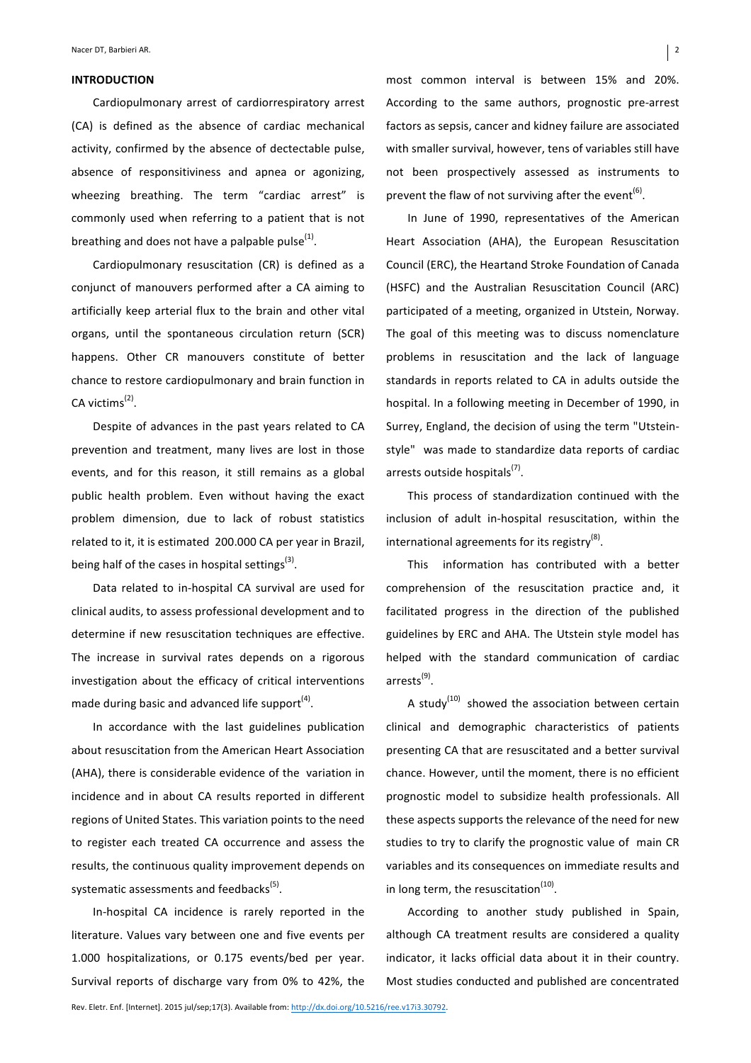## INTRODUCTION

Cardiopulmonary arrest of cardiorrespiratory arrest (CA) is defined as the absence of cardiac mechanical activity, confirmed by the absence of dectectable pulse, absence of responsitiviness and apnea or agonizing, wheezing breathing. The term "cardiac arrest" is commonly used when referring to a patient that is not breathing and does not have a palpable pulse[1].

Cardiopulmonary resuscitation (CR) is defined as a conjunct of manouvers performed after a CA aiming to artificially keep arterial flux to the brain and other vital organs, until the spontaneous circulation return (SCR) happens. Other CR manouvers constitute of better chance to restore cardiopulmonary and brain function in CA victims[2].

Despite of advances in the past years related to CA prevention and treatment, many lives are lost in those events, and for this reason, it still remains as a global public health problem. Even without having the exact problem dimension, due to lack of robust statistics related to it, it is estimated 200.000 CA per year in Brazil, being half of the cases in hospital settings[3].

Data related to in-hospital CA survival are used for clinical audits, to assess professional development and to determine if new resuscitation techniques are effective. The increase in survival rates depends on a rigorous investigation about the efficacy of critical interventions made during basic and advanced life support[4].

In accordance with the last guidelines publication about resuscitation from the American Heart Association (AHA), there is considerable evidence of the variation in incidence and in about CA results reported in different regions of United States. This variation points to the need to register each treated CA occurrence and assess the results, the continuous quality improvement depends on systematic assessments and feedbacks[5].

In-hospital CA incidence is rarely reported in the literature. Values vary between one and five events per 1.000 hospitalizations, or 0.175 events/bed per year. Survival reports of discharge vary from 0% to 42%, the most common interval is between 15% and 20%. According to the same authors, prognostic pre-arrest factors as sepsis, cancer and kidney failure are associated with smaller survival, however, tens of variables still have not been prospectively assessed as instruments to prevent the flaw of not surviving after the event[6].

In June of 1990, representatives of the American Heart Association (AHA), the European Resuscitation Council (ERC), the Heartand Stroke Foundation of Canada (HSFC) and the Australian Resuscitation Council (ARC) participated of a meeting, organized in Utstein, Norway. The goal of this meeting was to discuss nomenclature problems in resuscitation and the lack of language standards in reports related to CA in adults outside the hospital. In a following meeting in December of 1990, in Surrey, England, the decision of using the term "Utstein-style" was made to standardize data reports of cardiac arrests outside hospitals[7].

This process of standardization continued with the inclusion of adult in-hospital resuscitation, within the international agreements for its registry[8].

This information has contributed with a better comprehension of the resuscitation practice and, it facilitated progress in the direction of the published guidelines by ERC and AHA. The Utstein style model has helped with the standard communication of cardiac arrests[9].

A study[10] showed the association between certain clinical and demographic characteristics of patients presenting CA that are resuscitated and a better survival chance. However, until the moment, there is no efficient prognostic model to subsidize health professionals. All these aspects supports the relevance of the need for new studies to try to clarify the prognostic value of main CR variables and its consequences on immediate results and in long term, the resuscitation[10].

According to another study published in Spain, although CA treatment results are considered a quality indicator, it lacks official data about it in their country. Most studies conducted and published are concentrated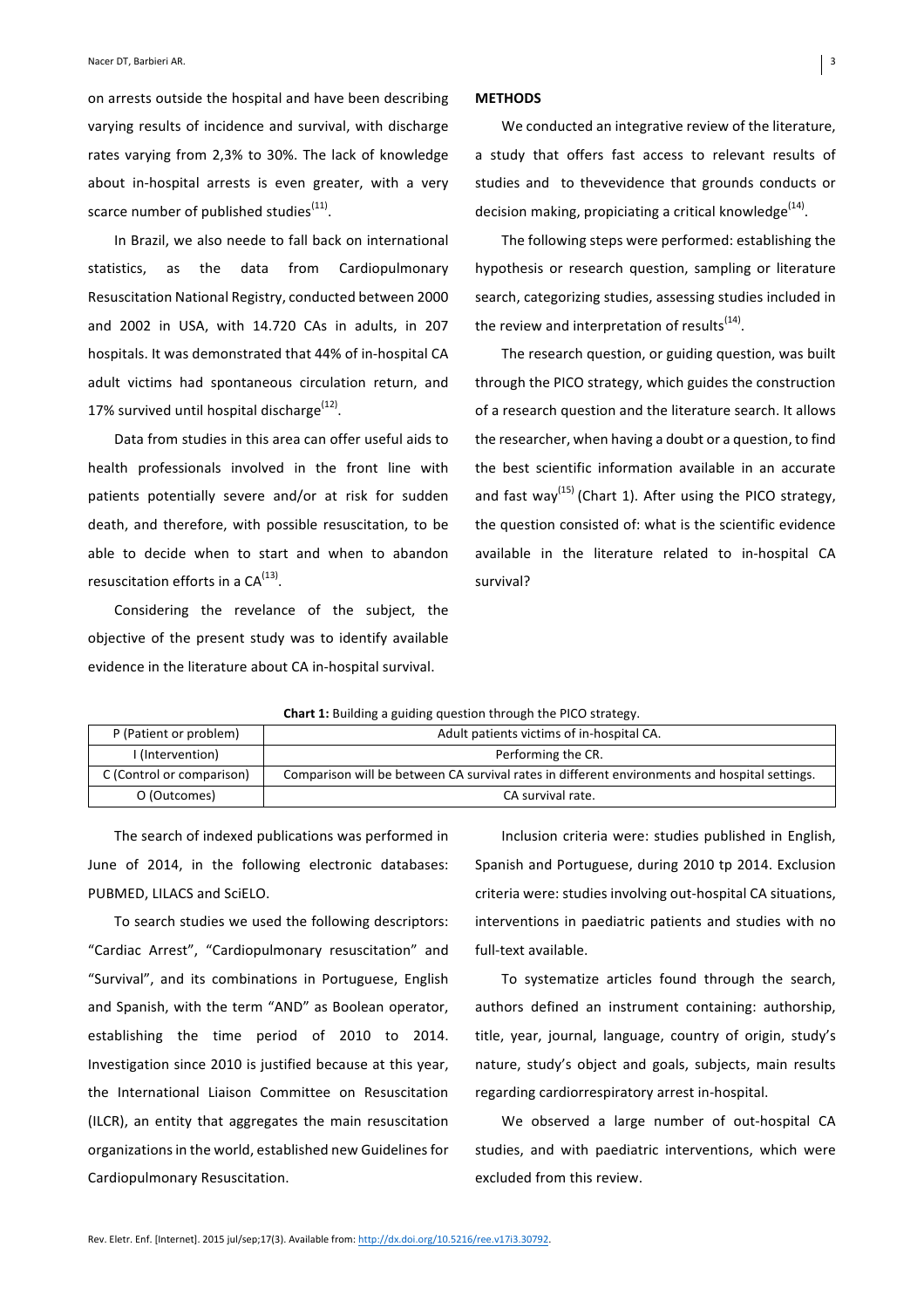on arrests outside the hospital and have been describing varying results of incidence and survival, with discharge rates varying from 2,3% to 30%. The lack of knowledge about in-hospital arrests is even greater, with a very scarce number of published studies[11].

In Brazil, we also neede to fall back on international statistics, as the data from Cardiopulmonary Resuscitation National Registry, conducted between 2000 and 2002 in USA, with 14.720 CAs in adults, in 207 hospitals. It was demonstrated that 44% of in-hospital CA adult victims had spontaneous circulation return, and 17% survived until hospital discharge[12].

Data from studies in this area can offer useful aids to health professionals involved in the front line with patients potentially severe and/or at risk for sudden death, and therefore, with possible resuscitation, to be able to decide when to start and when to abandon resuscitation efforts in a CA[13].

Considering the revelance of the subject, the objective of the present study was to identify available evidence in the literature about CA in-hospital survival.

## METHODS

We conducted an integrative review of the literature, a study that offers fast access to relevant results of studies and to thevevidence that grounds conducts or decision making, propiciating a critical knowledge[14].

The following steps were performed: establishing the hypothesis or research question, sampling or literature search, categorizing studies, assessing studies included in the review and interpretation of results[14].

The research question, or guiding question, was built through the PICO strategy, which guides the construction of a research question and the literature search. It allows the researcher, when having a doubt or a question, to find the best scientific information available in an accurate and fast way[15] (Chart 1). After using the PICO strategy, the question consisted of: what is the scientific evidence available in the literature related to in-hospital CA survival?

**Chart 1:** Building a guiding question through the PICO strategy.

| P (Patient or problem) | Adult patients victims of in-hospital CA. |
|---|---|
| I (Intervention) | Performing the CR. |
| C (Control or comparison) | Comparison will be between CA survival rates in different environments and hospital settings. |
| O (Outcomes) | CA survival rate. |

The search of indexed publications was performed in June of 2014, in the following electronic databases: PUBMED, LILACS and SciELO.

To search studies we used the following descriptors: "Cardiac Arrest", "Cardiopulmonary resuscitation" and "Survival", and its combinations in Portuguese, English and Spanish, with the term "AND" as Boolean operator, establishing the time period of 2010 to 2014. Investigation since 2010 is justified because at this year, the International Liaison Committee on Resuscitation (ILCR), an entity that aggregates the main resuscitation organizations in the world, established new Guidelines for Cardiopulmonary Resuscitation.

Inclusion criteria were: studies published in English, Spanish and Portuguese, during 2010 tp 2014. Exclusion criteria were: studies involving out-hospital CA situations, interventions in paediatric patients and studies with no full-text available.

To systematize articles found through the search, authors defined an instrument containing: authorship, title, year, journal, language, country of origin, study's nature, study's object and goals, subjects, main results regarding cardiorrespiratory arrest in-hospital.

We observed a large number of out-hospital CA studies, and with paediatric interventions, which were excluded from this review.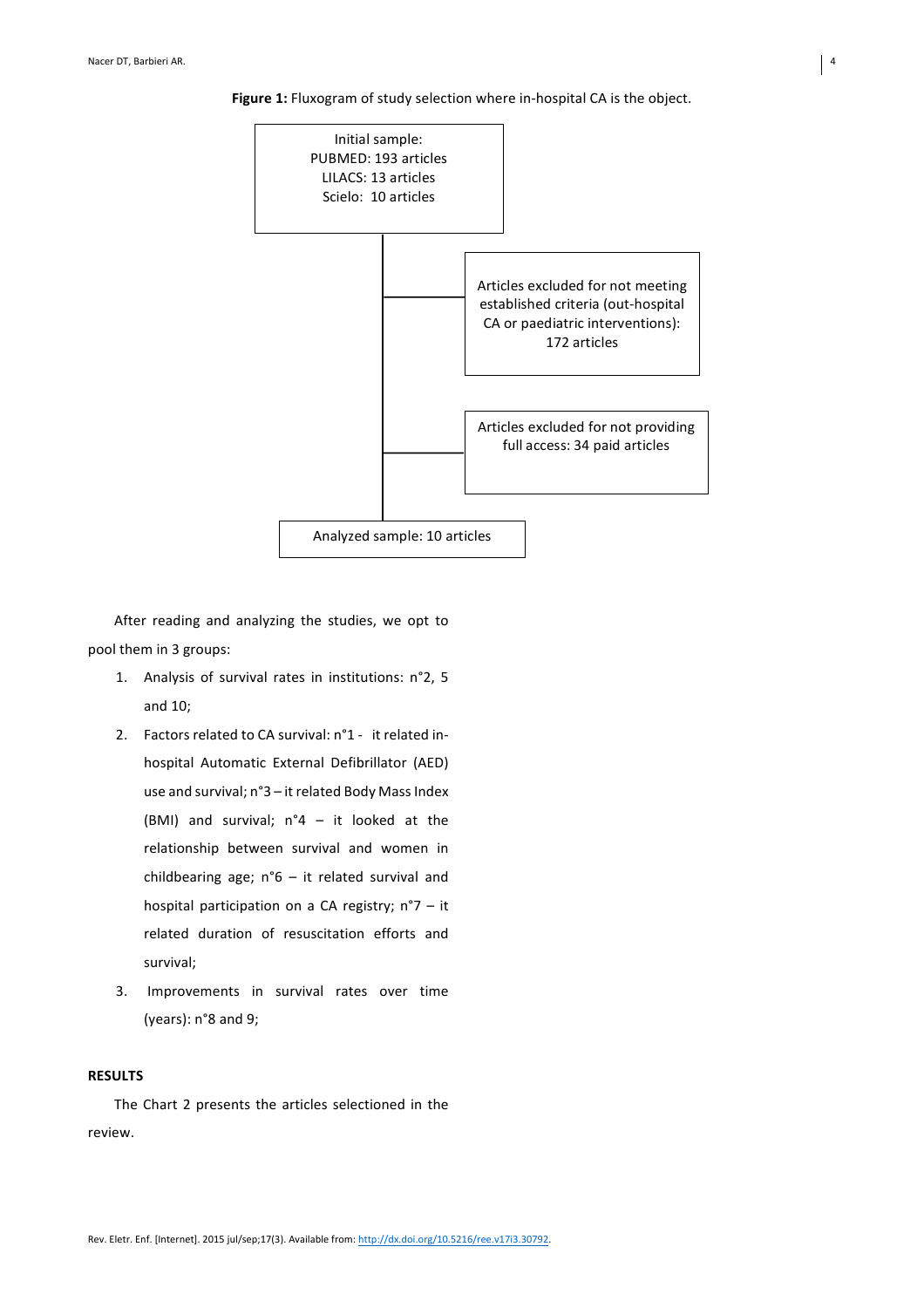**Figure 1:** Fluxogram of study selection where in-hospital CA is the object.

Initial sample:
PUBMED: 193 articles
LILACS: 13 articles
Scielo: 10 articles

Articles excluded for not meeting established criteria (out-hospital CA or paediatric interventions): 172 articles

Articles excluded for not providing full access: 34 paid articles

Analyzed sample: 10 articles

After reading and analyzing the studies, we opt to pool them in 3 groups:

1. Analysis of survival rates in institutions: n°2, 5 and 10;
2. Factors related to CA survival: n°1 - it related in-hospital Automatic External Defibrillator (AED) use and survival; n°3 – it related Body Mass Index (BMI) and survival; n°4 – it looked at the relationship between survival and women in childbearing age; n°6 – it related survival and hospital participation on a CA registry; n°7 – it related duration of resuscitation efforts and survival;
3. Improvements in survival rates over time (years): n°8 and 9;

## RESULTS

The Chart 2 presents the articles selectioned in the review.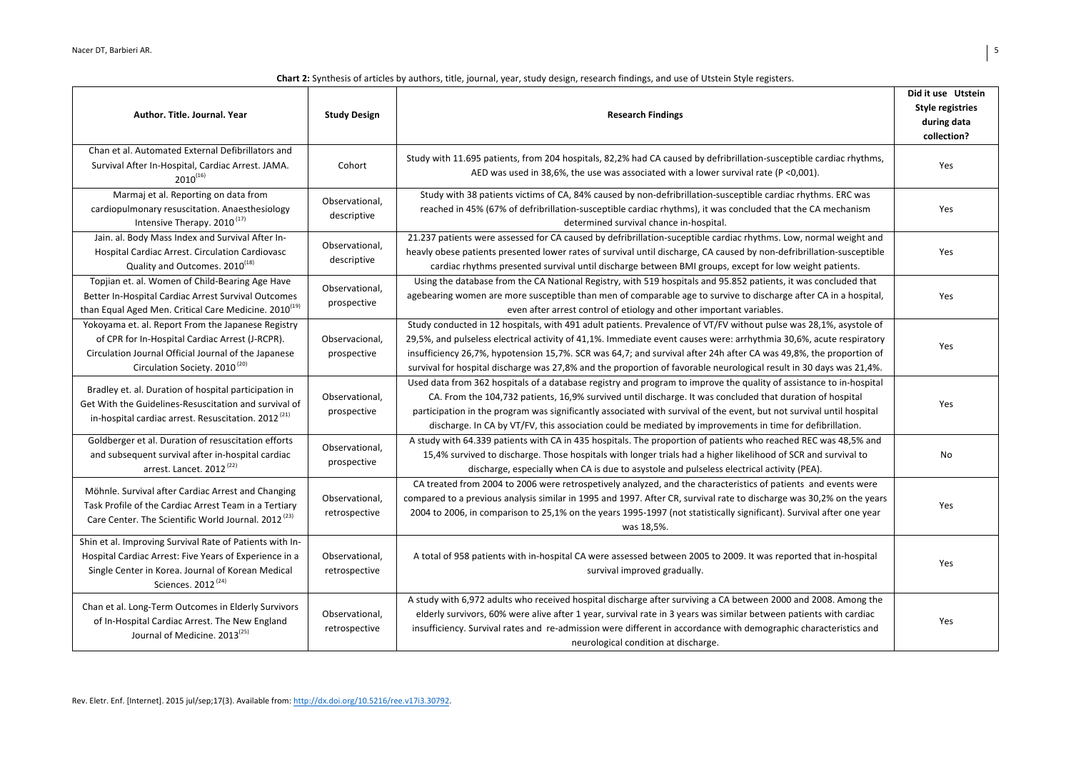**Chart 2:** Synthesis of articles by authors, title, journal, year, study design, research findings, and use of Utstein Style registers.

| Author. Title. Journal. Year | Study Design | Research Findings | Did it use Utstein Style registries during data collection? |
|---|---|---|---|
| Chan et al. Automated External Defibrillators and Survival After In-Hospital, Cardiac Arrest. JAMA. 2010[16] | Cohort | Study with 11.695 patients, from 204 hospitals, 82,2% had CA caused by defribrillation-susceptible cardiac rhythms, AED was used in 38,6%, the use was associated with a lower survival rate (P <0,001). | Yes |
| Marmaj et al. Reporting on data from cardiopulmonary resuscitation. Anaesthesiology Intensive Therapy. 2010[17] | Observational, descriptive | Study with 38 patients victims of CA, 84% caused by non-defribrillation-susceptible cardiac rhythms. ERC was reached in 45% (67% of defribrillation-susceptible cardiac rhythms), it was concluded that the CA mechanism determined survival chance in-hospital. | Yes |
| Jain. al. Body Mass Index and Survival After In-Hospital Cardiac Arrest. Circulation Cardiovasc Quality and Outcomes. 2010[18] | Observational, descriptive | 21.237 patients were assessed for CA caused by defribrillation-suceptible cardiac rhythms. Low, normal weight and heavly obese patients presented lower rates of survival until discharge, CA caused by non-defribrillation-susceptible cardiac rhythms presented survival until discharge between BMI groups, except for low weight patients. | Yes |
| Topjian et. al. Women of Child-Bearing Age Have Better In-Hospital Cardiac Arrest Survival Outcomes than Equal Aged Men. Critical Care Medicine. 2010[19] | Observational, prospective | Using the database from the CA National Registry, with 519 hospitals and 95.852 patients, it was concluded that agebearing women are more susceptible than men of comparable age to survive to discharge after CA in a hospital, even after arrest control of etiology and other important variables. | Yes |
| Yokoyama et. al. Report From the Japanese Registry of CPR for In-Hospital Cardiac Arrest (J-RCPR). Circulation Journal Official Journal of the Japanese Circulation Society. 2010[20] | Observacional, prospective | Study conducted in 12 hospitals, with 491 adult patients. Prevalence of VT/FV without pulse was 28,1%, asystole of 29,5%, and pulseless electrical activity of 41,1%. Immediate event causes were: arrhythmia 30,6%, acute respiratory insufficiency 26,7%, hypotension 15,7%. SCR was 64,7; and survival after 24h after CA was 49,8%, the proportion of survival for hospital discharge was 27,8% and the proportion of favorable neurological result in 30 days was 21,4%. | Yes |
| Bradley et. al. Duration of hospital participation in Get With the Guidelines-Resuscitation and survival of in-hospital cardiac arrest. Resuscitation. 2012[21] | Observational, prospective | Used data from 362 hospitals of a database registry and program to improve the quality of assistance to in-hospital CA. From the 104,732 patients, 16,9% survived until discharge. It was concluded that duration of hospital participation in the program was significantly associated with survival of the event, but not survival until hospital discharge. In CA by VT/FV, this association could be mediated by improvements in time for defibrillation. | Yes |
| Goldberger et al. Duration of resuscitation efforts and subsequent survival after in-hospital cardiac arrest. Lancet. 2012[22] | Observational, prospective | A study with 64.339 patients with CA in 435 hospitals. The proportion of patients who reached REC was 48,5% and 15,4% survived to discharge. Those hospitals with longer trials had a higher likelihood of SCR and survival to discharge, especially when CA is due to asystole and pulseless electrical activity (PEA). | No |
| Möhnle. Survival after Cardiac Arrest and Changing Task Profile of the Cardiac Arrest Team in a Tertiary Care Center. The Scientific World Journal. 2012[23] | Observational, retrospective | CA treated from 2004 to 2006 were retrospetively analyzed, and the characteristics of patients and events were compared to a previous analysis similar in 1995 and 1997. After CR, survival rate to discharge was 30,2% on the years 2004 to 2006, in comparison to 25,1% on the years 1995-1997 (not statistically significant). Survival after one year was 18,5%. | Yes |
| Shin et al. Improving Survival Rate of Patients with In-Hospital Cardiac Arrest: Five Years of Experience in a Single Center in Korea. Journal of Korean Medical Sciences. 2012[24] | Observational, retrospective | A total of 958 patients with in-hospital CA were assessed between 2005 to 2009. It was reported that in-hospital survival improved gradually. | Yes |
| Chan et al. Long-Term Outcomes in Elderly Survivors of In-Hospital Cardiac Arrest. The New England Journal of Medicine. 2013[25] | Observational, retrospective | A study with 6,972 adults who received hospital discharge after surviving a CA between 2000 and 2008. Among the elderly survivors, 60% were alive after 1 year, survival rate in 3 years was similar between patients with cardiac insufficiency. Survival rates and re-admission were different in accordance with demographic characteristics and neurological condition at discharge. | Yes |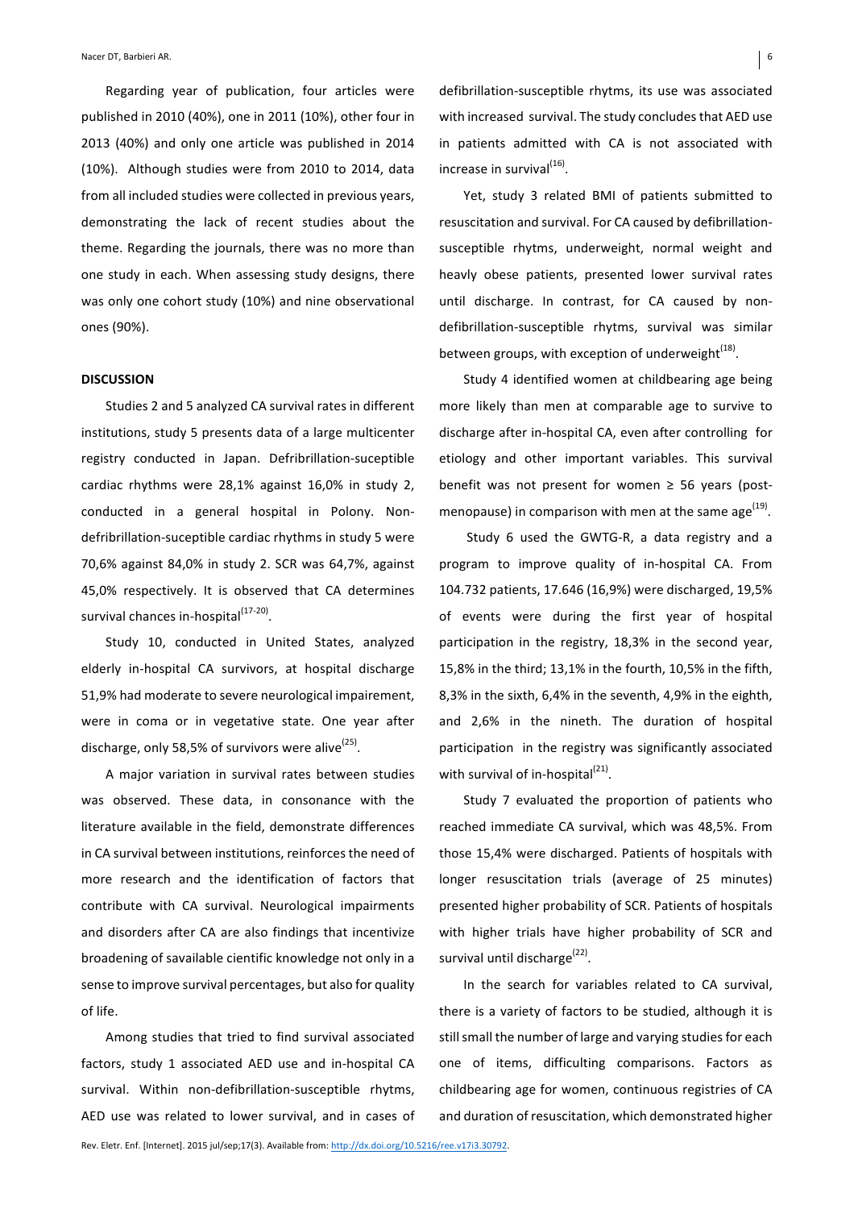Regarding year of publication, four articles were published in 2010 (40%), one in 2011 (10%), other four in 2013 (40%) and only one article was published in 2014 (10%). Although studies were from 2010 to 2014, data from all included studies were collected in previous years, demonstrating the lack of recent studies about the theme. Regarding the journals, there was no more than one study in each. When assessing study designs, there was only one cohort study (10%) and nine observational ones (90%).

## DISCUSSION

Studies 2 and 5 analyzed CA survival rates in different institutions, study 5 presents data of a large multicenter registry conducted in Japan. Defribrillation-suceptible cardiac rhythms were 28,1% against 16,0% in study 2, conducted in a general hospital in Polony. Non-defribrillation-suceptible cardiac rhythms in study 5 were 70,6% against 84,0% in study 2. SCR was 64,7%, against 45,0% respectively. It is observed that CA determines survival chances in-hospital[17-20].

Study 10, conducted in United States, analyzed elderly in-hospital CA survivors, at hospital discharge 51,9% had moderate to severe neurological impairement, were in coma or in vegetative state. One year after discharge, only 58,5% of survivors were alive[25].

A major variation in survival rates between studies was observed. These data, in consonance with the literature available in the field, demonstrate differences in CA survival between institutions, reinforces the need of more research and the identification of factors that contribute with CA survival. Neurological impairments and disorders after CA are also findings that incentivize broadening of savailable cientific knowledge not only in a sense to improve survival percentages, but also for quality of life.

Among studies that tried to find survival associated factors, study 1 associated AED use and in-hospital CA survival. Within non-defibrillation-susceptible rhytms, AED use was related to lower survival, and in cases of defibrillation-susceptible rhytms, its use was associated with increased survival. The study concludes that AED use in patients admitted with CA is not associated with increase in survival[16].

Yet, study 3 related BMI of patients submitted to resuscitation and survival. For CA caused by defibrillation-susceptible rhytms, underweight, normal weight and heavly obese patients, presented lower survival rates until discharge. In contrast, for CA caused by non-defibrillation-susceptible rhytms, survival was similar between groups, with exception of underweight[18].

Study 4 identified women at childbearing age being more likely than men at comparable age to survive to discharge after in-hospital CA, even after controlling for etiology and other important variables. This survival benefit was not present for women ≥ 56 years (post-menopause) in comparison with men at the same age[19].

Study 6 used the GWTG-R, a data registry and a program to improve quality of in-hospital CA. From 104.732 patients, 17.646 (16,9%) were discharged, 19,5% of events were during the first year of hospital participation in the registry, 18,3% in the second year, 15,8% in the third; 13,1% in the fourth, 10,5% in the fifth, 8,3% in the sixth, 6,4% in the seventh, 4,9% in the eighth, and 2,6% in the nineth. The duration of hospital participation in the registry was significantly associated with survival of in-hospital[21].

Study 7 evaluated the proportion of patients who reached immediate CA survival, which was 48,5%. From those 15,4% were discharged. Patients of hospitals with longer resuscitation trials (average of 25 minutes) presented higher probability of SCR. Patients of hospitals with higher trials have higher probability of SCR and survival until discharge[22].

In the search for variables related to CA survival, there is a variety of factors to be studied, although it is still small the number of large and varying studies for each one of items, difficulting comparisons. Factors as childbearing age for women, continuous registries of CA and duration of resuscitation, which demonstrated higher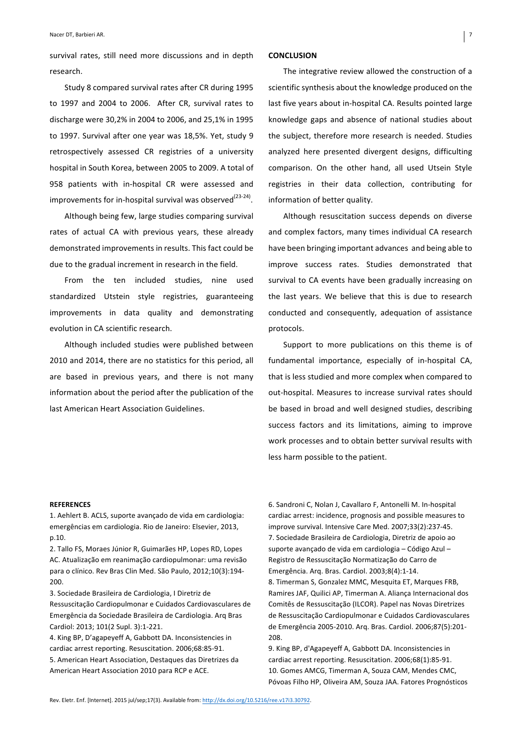survival rates, still need more discussions and in depth research.

Study 8 compared survival rates after CR during 1995 to 1997 and 2004 to 2006. After CR, survival rates to discharge were 30,2% in 2004 to 2006, and 25,1% in 1995 to 1997. Survival after one year was 18,5%. Yet, study 9 retrospectively assessed CR registries of a university hospital in South Korea, between 2005 to 2009. A total of 958 patients with in-hospital CR were assessed and improvements for in-hospital survival was observed[23-24].

Although being few, large studies comparing survival rates of actual CA with previous years, these already demonstrated improvements in results. This fact could be due to the gradual increment in research in the field.

From the ten included studies, nine used standardized Utstein style registries, guaranteeing improvements in data quality and demonstrating evolution in CA scientific research.

Although included studies were published between 2010 and 2014, there are no statistics for this period, all are based in previous years, and there is not many information about the period after the publication of the last American Heart Association Guidelines.

## CONCLUSION

The integrative review allowed the construction of a scientific synthesis about the knowledge produced on the last five years about in-hospital CA. Results pointed large knowledge gaps and absence of national studies about the subject, therefore more research is needed. Studies analyzed here presented divergent designs, difficulting comparison. On the other hand, all used Utsein Style registries in their data collection, contributing for information of better quality.

Although resuscitation success depends on diverse and complex factors, many times individual CA research have been bringing important advances and being able to improve success rates. Studies demonstrated that survival to CA events have been gradually increasing on the last years. We believe that this is due to research conducted and consequently, adequation of assistance protocols.

Support to more publications on this theme is of fundamental importance, especially of in-hospital CA, that is less studied and more complex when compared to out-hospital. Measures to increase survival rates should be based in broad and well designed studies, describing success factors and its limitations, aiming to improve work processes and to obtain better survival results with less harm possible to the patient.

## REFERENCES

1. Aehlert B. ACLS, suporte avançado de vida em cardiologia: emergências em cardiologia. Rio de Janeiro: Elsevier, 2013, p.10.
2. Tallo FS, Moraes Júnior R, Guimarães HP, Lopes RD, Lopes AC. Atualização em reanimação cardiopulmonar: uma revisão para o clínico. Rev Bras Clin Med. São Paulo, 2012;10(3):194-200.
3. Sociedade Brasileira de Cardiologia, I Diretriz de Ressuscitação Cardiopulmonar e Cuidados Cardiovasculares de Emergência da Sociedade Brasileira de Cardiologia. Arq Bras Cardiol: 2013; 101(2 Supl. 3):1-221.
4. King BP, D'agapeyeff A, Gabbott DA. Inconsistencies in cardiac arrest reporting. Resuscitation. 2006;68:85-91.
5. American Heart Association, Destaques das Diretrizes da American Heart Association 2010 para RCP e ACE.
6. Sandroni C, Nolan J, Cavallaro F, Antonelli M. In-hospital cardiac arrest: incidence, prognosis and possible measures to improve survival. Intensive Care Med. 2007;33(2):237-45.
7. Sociedade Brasileira de Cardiologia, Diretriz de apoio ao suporte avançado de vida em cardiologia – Código Azul – Registro de Ressuscitação Normatização do Carro de Emergência. Arq. Bras. Cardiol. 2003;8(4):1-14.
8. Timerman S, Gonzalez MMC, Mesquita ET, Marques FRB, Ramires JAF, Quilici AP, Timerman A. Aliança Internacional dos Comitês de Ressuscitação (ILCOR). Papel nas Novas Diretrizes de Ressuscitação Cardiopulmonar e Cuidados Cardiovasculares de Emergência 2005-2010. Arq. Bras. Cardiol. 2006;87(5):201-208.
9. King BP, d'Agapeyeff A, Gabbott DA. Inconsistencies in cardiac arrest reporting. Resuscitation. 2006;68(1):85-91.
10. Gomes AMCG, Timerman A, Souza CAM, Mendes CMC, Póvoas Filho HP, Oliveira AM, Souza JAA. Fatores Prognósticos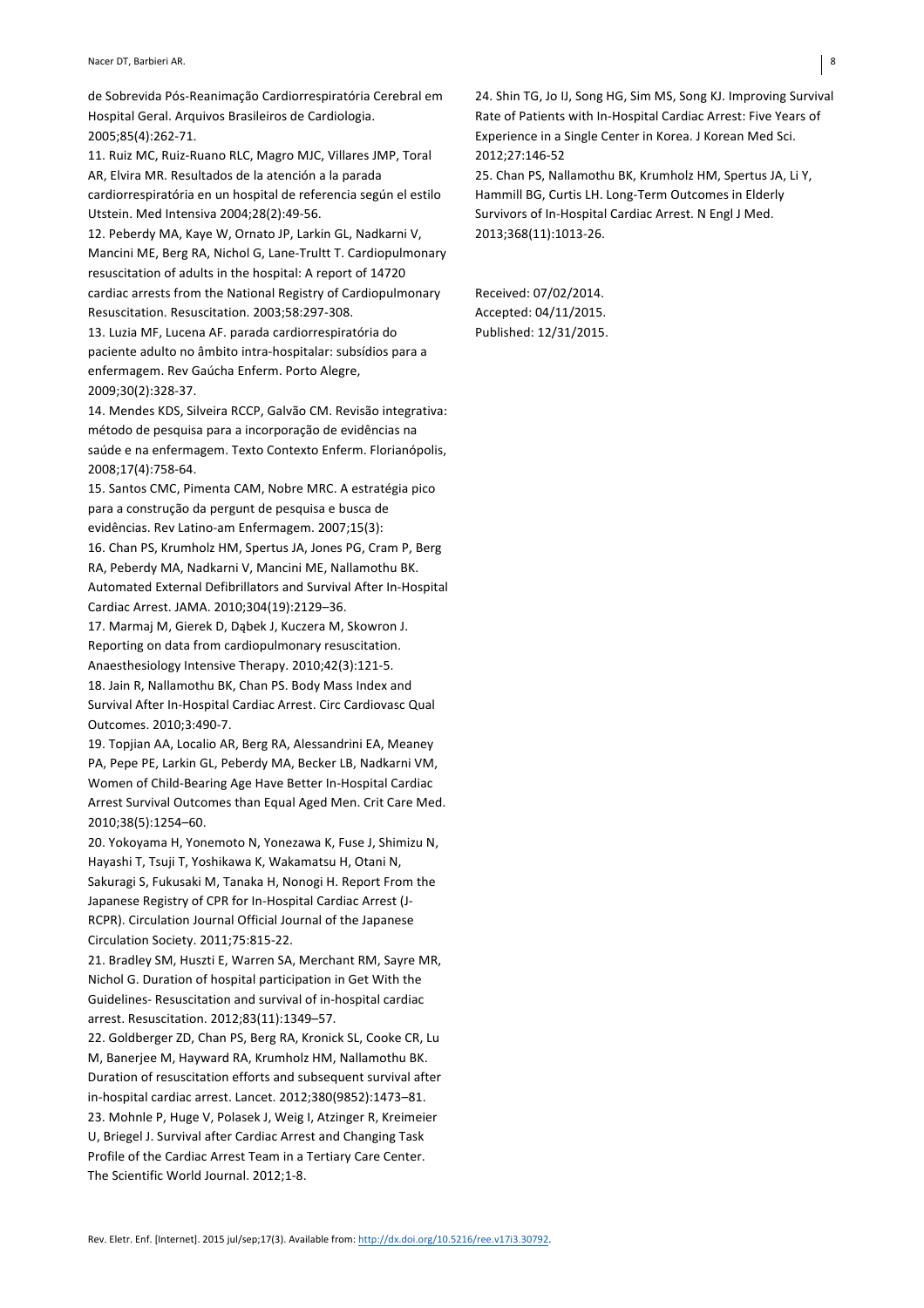de Sobrevida Pós-Reanimação Cardiorrespiratória Cerebral em Hospital Geral. Arquivos Brasileiros de Cardiologia. 2005;85(4):262-71.

11. Ruiz MC, Ruiz-Ruano RLC, Magro MJC, Villares JMP, Toral AR, Elvira MR. Resultados de la atención a la parada cardiorrespiratória en un hospital de referencia según el estilo Utstein. Med Intensiva 2004;28(2):49-56.

12. Peberdy MA, Kaye W, Ornato JP, Larkin GL, Nadkarni V, Mancini ME, Berg RA, Nichol G, Lane-Trultt T. Cardiopulmonary resuscitation of adults in the hospital: A report of 14720 cardiac arrests from the National Registry of Cardiopulmonary Resuscitation. Resuscitation. 2003;58:297-308.

13. Luzia MF, Lucena AF. parada cardiorrespiratória do paciente adulto no âmbito intra-hospitalar: subsídios para a enfermagem. Rev Gaúcha Enferm. Porto Alegre, 2009;30(2):328-37.

14. Mendes KDS, Silveira RCCP, Galvão CM. Revisão integrativa: método de pesquisa para a incorporação de evidências na saúde e na enfermagem. Texto Contexto Enferm. Florianópolis, 2008;17(4):758-64.

15. Santos CMC, Pimenta CAM, Nobre MRC. A estratégia pico para a construção da pergunt de pesquisa e busca de evidências. Rev Latino-am Enfermagem. 2007;15(3):

16. Chan PS, Krumholz HM, Spertus JA, Jones PG, Cram P, Berg RA, Peberdy MA, Nadkarni V, Mancini ME, Nallamothu BK. Automated External Defibrillators and Survival After In-Hospital Cardiac Arrest. JAMA. 2010;304(19):2129–36.

17. Marmaj M, Gierek D, Dąbek J, Kuczera M, Skowron J. Reporting on data from cardiopulmonary resuscitation. Anaesthesiology Intensive Therapy. 2010;42(3):121-5.

18. Jain R, Nallamothu BK, Chan PS. Body Mass Index and Survival After In-Hospital Cardiac Arrest. Circ Cardiovasc Qual Outcomes. 2010;3:490-7.

19. Topjian AA, Localio AR, Berg RA, Alessandrini EA, Meaney PA, Pepe PE, Larkin GL, Peberdy MA, Becker LB, Nadkarni VM, Women of Child-Bearing Age Have Better In-Hospital Cardiac Arrest Survival Outcomes than Equal Aged Men. Crit Care Med. 2010;38(5):1254–60.

20. Yokoyama H, Yonemoto N, Yonezawa K, Fuse J, Shimizu N, Hayashi T, Tsuji T, Yoshikawa K, Wakamatsu H, Otani N, Sakuragi S, Fukusaki M, Tanaka H, Nonogi H. Report From the Japanese Registry of CPR for In-Hospital Cardiac Arrest (J-RCPR). Circulation Journal Official Journal of the Japanese Circulation Society. 2011;75:815-22.

21. Bradley SM, Huszti E, Warren SA, Merchant RM, Sayre MR, Nichol G. Duration of hospital participation in Get With the Guidelines- Resuscitation and survival of in-hospital cardiac arrest. Resuscitation. 2012;83(11):1349–57.

22. Goldberger ZD, Chan PS, Berg RA, Kronick SL, Cooke CR, Lu M, Banerjee M, Hayward RA, Krumholz HM, Nallamothu BK. Duration of resuscitation efforts and subsequent survival after in-hospital cardiac arrest. Lancet. 2012;380(9852):1473–81.

23. Mohnle P, Huge V, Polasek J, Weig I, Atzinger R, Kreimeier U, Briegel J. Survival after Cardiac Arrest and Changing Task Profile of the Cardiac Arrest Team in a Tertiary Care Center. The Scientific World Journal. 2012;1-8.

24. Shin TG, Jo IJ, Song HG, Sim MS, Song KJ. Improving Survival Rate of Patients with In-Hospital Cardiac Arrest: Five Years of Experience in a Single Center in Korea. J Korean Med Sci. 2012;27:146-52

25. Chan PS, Nallamothu BK, Krumholz HM, Spertus JA, Li Y, Hammill BG, Curtis LH. Long-Term Outcomes in Elderly Survivors of In-Hospital Cardiac Arrest. N Engl J Med. 2013;368(11):1013-26.

Received: 07/02/2014.
Accepted: 04/11/2015.
Published: 12/31/2015.